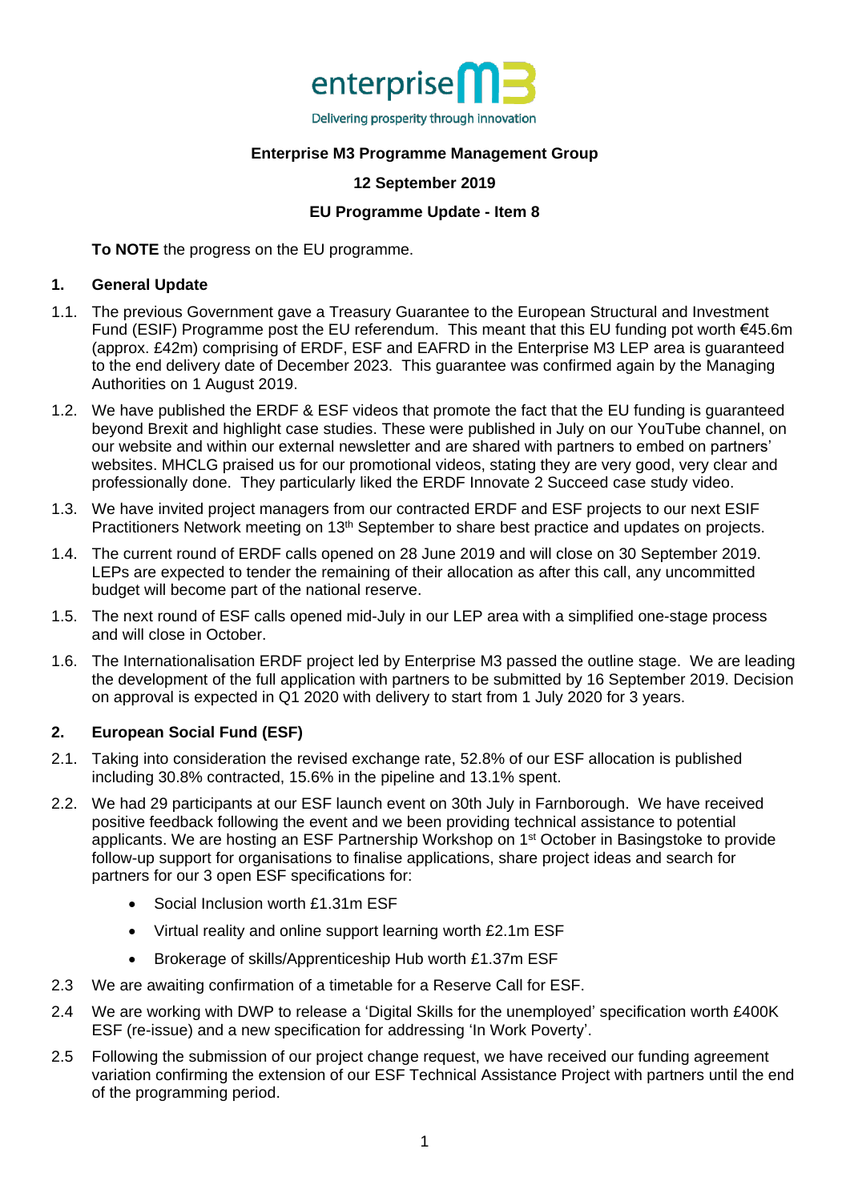enterprise M3

Delivering prosperity through innovation

**Enterprise M3 Programme Management Group**

**12 September 2019**

**EU Programme Update - Item 8**

**To NOTE** the progress on the EU programme.

## 1. General Update

1.1. The previous Government gave a Treasury Guarantee to the European Structural and Investment Fund (ESIF) Programme post the EU referendum. This meant that this EU funding pot worth €45.6m (approx. £42m) comprising of ERDF, ESF and EAFRD in the Enterprise M3 LEP area is guaranteed to the end delivery date of December 2023. This guarantee was confirmed again by the Managing Authorities on 1 August 2019.

1.2. We have published the ERDF & ESF videos that promote the fact that the EU funding is guaranteed beyond Brexit and highlight case studies. These were published in July on our YouTube channel, on our website and within our external newsletter and are shared with partners to embed on partners' websites. MHCLG praised us for our promotional videos, stating they are very good, very clear and professionally done. They particularly liked the ERDF Innovate 2 Succeed case study video.

1.3. We have invited project managers from our contracted ERDF and ESF projects to our next ESIF Practitioners Network meeting on 13th September to share best practice and updates on projects.

1.4. The current round of ERDF calls opened on 28 June 2019 and will close on 30 September 2019. LEPs are expected to tender the remaining of their allocation as after this call, any uncommitted budget will become part of the national reserve.

1.5. The next round of ESF calls opened mid-July in our LEP area with a simplified one-stage process and will close in October.

1.6. The Internationalisation ERDF project led by Enterprise M3 passed the outline stage. We are leading the development of the full application with partners to be submitted by 16 September 2019. Decision on approval is expected in Q1 2020 with delivery to start from 1 July 2020 for 3 years.

## 2. European Social Fund (ESF)

2.1. Taking into consideration the revised exchange rate, 52.8% of our ESF allocation is published including 30.8% contracted, 15.6% in the pipeline and 13.1% spent.

2.2. We had 29 participants at our ESF launch event on 30th July in Farnborough. We have received positive feedback following the event and we been providing technical assistance to potential applicants. We are hosting an ESF Partnership Workshop on 1st October in Basingstoke to provide follow-up support for organisations to finalise applications, share project ideas and search for partners for our 3 open ESF specifications for:

- Social Inclusion worth £1.31m ESF
- Virtual reality and online support learning worth £2.1m ESF
- Brokerage of skills/Apprenticeship Hub worth £1.37m ESF

2.3 We are awaiting confirmation of a timetable for a Reserve Call for ESF.

2.4 We are working with DWP to release a 'Digital Skills for the unemployed' specification worth £400K ESF (re-issue) and a new specification for addressing 'In Work Poverty'.

2.5 Following the submission of our project change request, we have received our funding agreement variation confirming the extension of our ESF Technical Assistance Project with partners until the end of the programming period.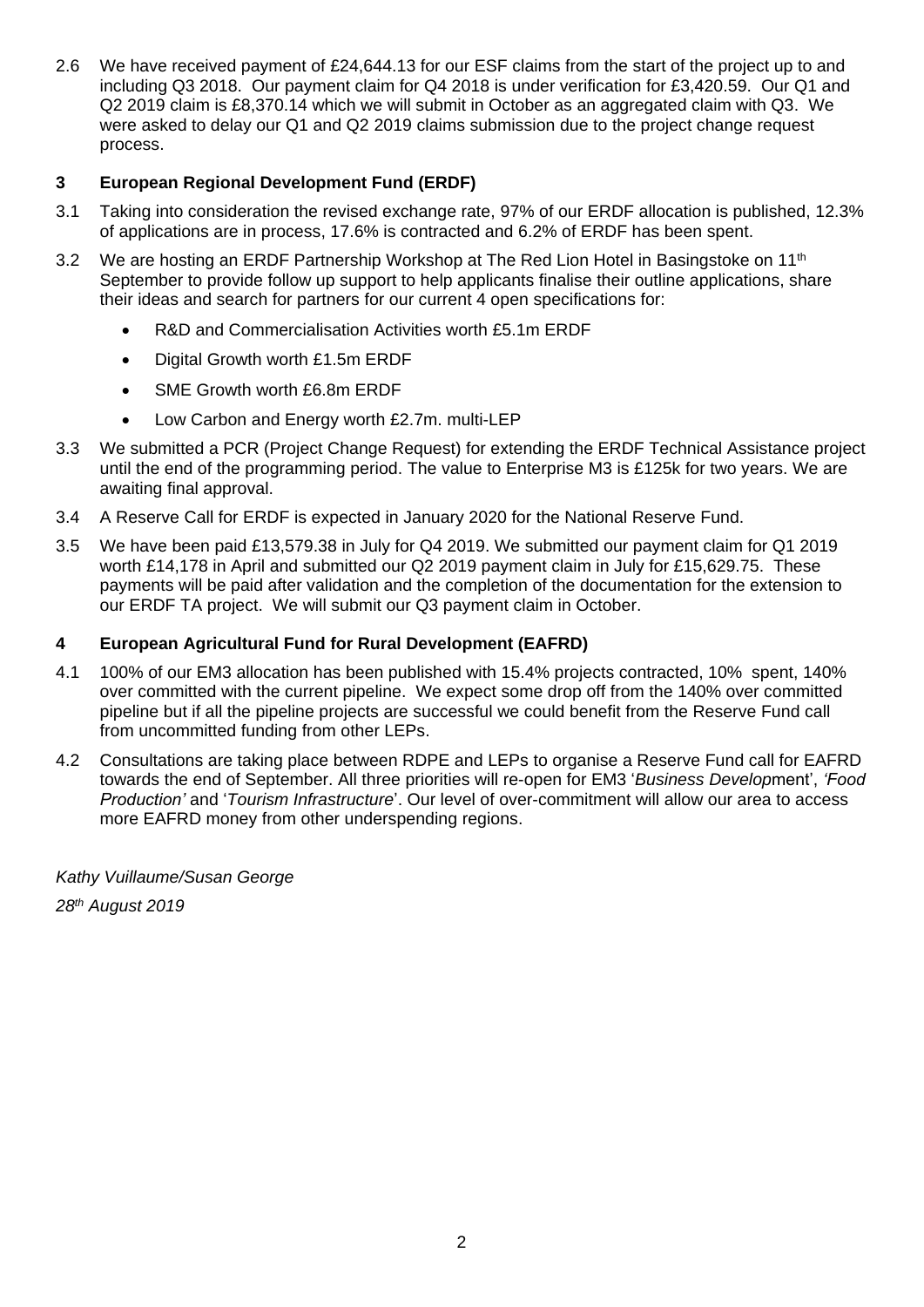2.6 We have received payment of £24,644.13 for our ESF claims from the start of the project up to and including Q3 2018. Our payment claim for Q4 2018 is under verification for £3,420.59. Our Q1 and Q2 2019 claim is £8,370.14 which we will submit in October as an aggregated claim with Q3. We were asked to delay our Q1 and Q2 2019 claims submission due to the project change request process.

## 3 European Regional Development Fund (ERDF)

3.1 Taking into consideration the revised exchange rate, 97% of our ERDF allocation is published, 12.3% of applications are in process, 17.6% is contracted and 6.2% of ERDF has been spent.

3.2 We are hosting an ERDF Partnership Workshop at The Red Lion Hotel in Basingstoke on 11th September to provide follow up support to help applicants finalise their outline applications, share their ideas and search for partners for our current 4 open specifications for:

- R&D and Commercialisation Activities worth £5.1m ERDF
- Digital Growth worth £1.5m ERDF
- SME Growth worth £6.8m ERDF
- Low Carbon and Energy worth £2.7m. multi-LEP

3.3 We submitted a PCR (Project Change Request) for extending the ERDF Technical Assistance project until the end of the programming period. The value to Enterprise M3 is £125k for two years. We are awaiting final approval.

3.4 A Reserve Call for ERDF is expected in January 2020 for the National Reserve Fund.

3.5 We have been paid £13,579.38 in July for Q4 2019. We submitted our payment claim for Q1 2019 worth £14,178 in April and submitted our Q2 2019 payment claim in July for £15,629.75. These payments will be paid after validation and the completion of the documentation for the extension to our ERDF TA project. We will submit our Q3 payment claim in October.

## 4 European Agricultural Fund for Rural Development (EAFRD)

4.1 100% of our EM3 allocation has been published with 15.4% projects contracted, 10% spent, 140% over committed with the current pipeline. We expect some drop off from the 140% over committed pipeline but if all the pipeline projects are successful we could benefit from the Reserve Fund call from uncommitted funding from other LEPs.

4.2 Consultations are taking place between RDPE and LEPs to organise a Reserve Fund call for EAFRD towards the end of September. All three priorities will re-open for EM3 '*Business Development*', *'Food Production'* and '*Tourism Infrastructure*'. Our level of over-commitment will allow our area to access more EAFRD money from other underspending regions.

*Kathy Vuillaume/Susan George*

*28th August 2019*